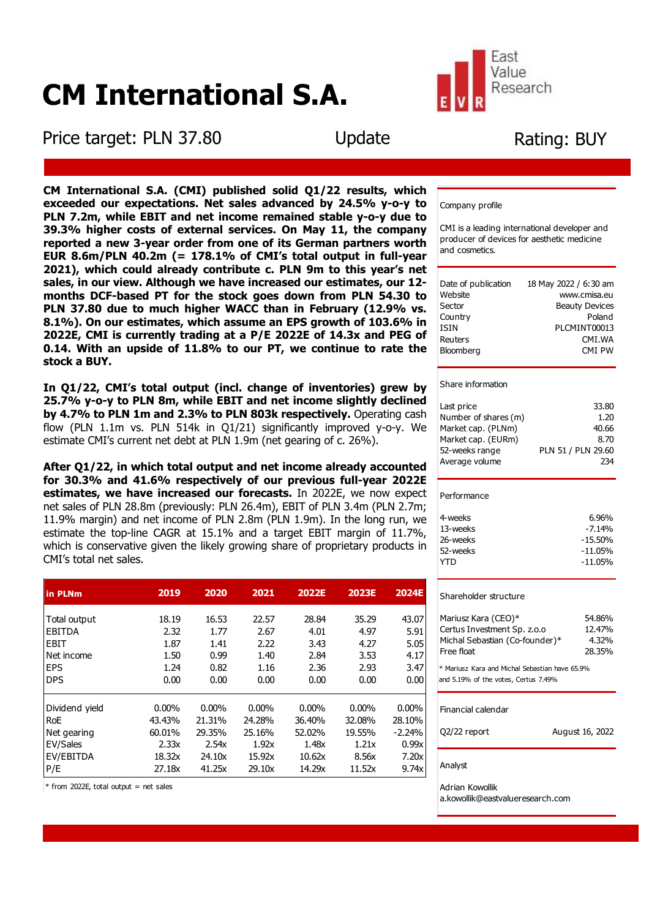# CM International S.A.

East Value Research

Price target: PLN 37.80 | Update | Rating: BUY

**CM International S.A. (CMI) published solid Q1/22 results, which exceeded our expectations. Net sales advanced by 24.5% y-o-y to PLN 7.2m, while EBIT and net income remained stable y-o-y due to 39.3% higher costs of external services. On May 11, the company reported a new 3-year order from one of its German partners worth EUR 8.6m/PLN 40.2m (= 178.1% of CMI's total output in full-year 2021), which could already contribute c. PLN 9m to this year's net sales, in our view. Although we have increased our estimates, our 12-months DCF-based PT for the stock goes down from PLN 54.30 to PLN 37.80 due to much higher WACC than in February (12.9% vs. 8.1%). On our estimates, which assume an EPS growth of 103.6% in 2022E, CMI is currently trading at a P/E 2022E of 14.3x and PEG of 0.14. With an upside of 11.8% to our PT, we continue to rate the stock a BUY.**

**In Q1/22, CMI's total output (incl. change of inventories) grew by 25.7% y-o-y to PLN 8m, while EBIT and net income slightly declined by 4.7% to PLN 1m and 2.3% to PLN 803k respectively.** Operating cash flow (PLN 1.1m vs. PLN 514k in Q1/21) significantly improved y-o-y. We estimate CMI's current net debt at PLN 1.9m (net gearing of c. 26%).

**After Q1/22, in which total output and net income already accounted for 30.3% and 41.6% respectively of our previous full-year 2022E estimates, we have increased our forecasts.** In 2022E, we now expect net sales of PLN 28.8m (previously: PLN 26.4m), EBIT of PLN 3.4m (PLN 2.7m; 11.9% margin) and net income of PLN 2.8m (PLN 1.9m). In the long run, we estimate the top-line CAGR at 15.1% and a target EBIT margin of 11.7%, which is conservative given the likely growing share of proprietary products in CMI's total net sales.

| in PLNm | 2019 | 2020 | 2021 | 2022E | 2023E | 2024E |
|---|---|---|---|---|---|---|
| Total output | 18.19 | 16.53 | 22.57 | 28.84 | 35.29 | 43.07 |
| EBITDA | 2.32 | 1.77 | 2.67 | 4.01 | 4.97 | 5.91 |
| EBIT | 1.87 | 1.41 | 2.22 | 3.43 | 4.27 | 5.05 |
| Net income | 1.50 | 0.99 | 1.40 | 2.84 | 3.53 | 4.17 |
| EPS | 1.24 | 0.82 | 1.16 | 2.36 | 2.93 | 3.47 |
| DPS | 0.00 | 0.00 | 0.00 | 0.00 | 0.00 | 0.00 |
| Dividend yield | 0.00% | 0.00% | 0.00% | 0.00% | 0.00% | 0.00% |
| RoE | 43.43% | 21.31% | 24.28% | 36.40% | 32.08% | 28.10% |
| Net gearing | 60.01% | 29.35% | 25.16% | 52.02% | 19.55% | -2.24% |
| EV/Sales | 2.33x | 2.54x | 1.92x | 1.48x | 1.21x | 0.99x |
| EV/EBITDA | 18.32x | 24.10x | 15.92x | 10.62x | 8.56x | 7.20x |
| P/E | 27.18x | 41.25x | 29.10x | 14.29x | 11.52x | 9.74x |

\* from 2022E, total output = net sales

## Company profile

CMI is a leading international developer and producer of devices for aesthetic medicine and cosmetics.

| | |
|---|---|
| Date of publication | 18 May 2022 / 6:30 am |
| Website | www.cmisa.eu |
| Sector | Beauty Devices |
| Country | Poland |
| ISIN | PLCMINT00013 |
| Reuters | CMI.WA |
| Bloomberg | CMI PW |

## Share information

| | |
|---|---|
| Last price | 33.80 |
| Number of shares (m) | 1.20 |
| Market cap. (PLNm) | 40.66 |
| Market cap. (EURm) | 8.70 |
| 52-weeks range | PLN 51 / PLN 29.60 |
| Average volume | 234 |

## Performance

| | |
|---|---|
| 4-weeks | 6.96% |
| 13-weeks | -7.14% |
| 26-weeks | -15.50% |
| 52-weeks | -11.05% |
| YTD | -11.05% |

## Shareholder structure

| | |
|---|---|
| Mariusz Kara (CEO)* | 54.86% |
| Certus Investment Sp. z.o.o | 12.47% |
| Michal Sebastian (Co-founder)* | 4.32% |
| Free float | 28.35% |

\* Mariusz Kara and Michal Sebastian have 65.9% and 5.19% of the votes, Certus 7.49%

## Financial calendar

| | |
|---|---|
| Q2/22 report | August 16, 2022 |

## Analyst

Adrian Kowollik
a.kowollik@eastvalueresearch.com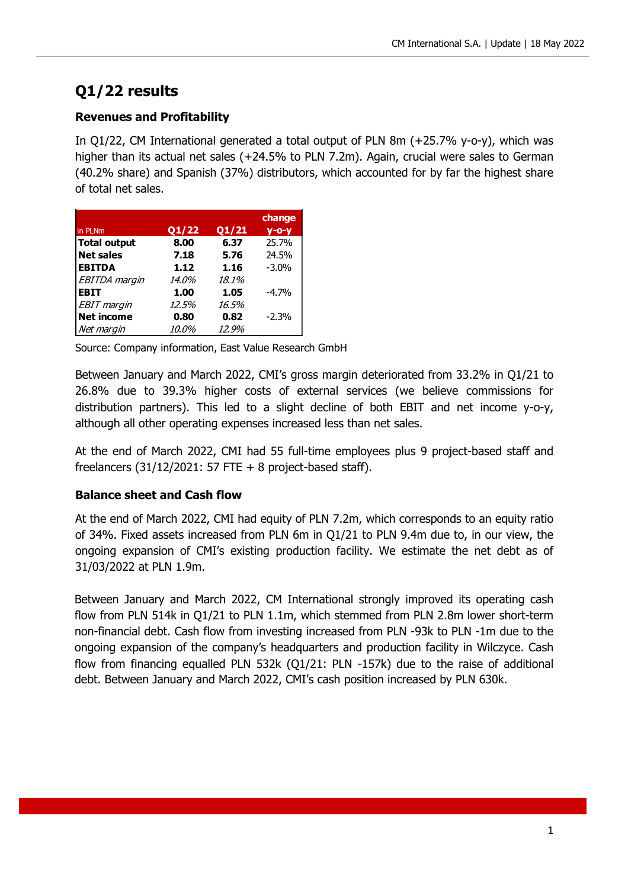# Q1/22 results

### Revenues and Profitability

In Q1/22, CM International generated a total output of PLN 8m (+25.7% y-o-y), which was higher than its actual net sales (+24.5% to PLN 7.2m). Again, crucial were sales to German (40.2% share) and Spanish (37%) distributors, which accounted for by far the highest share of total net sales.

| in PLNm | Q1/22 | Q1/21 | change y-o-y |
|---|---|---|---|
| **Total output** | **8.00** | **6.37** | 25.7% |
| **Net sales** | **7.18** | **5.76** | 24.5% |
| **EBITDA** | **1.12** | **1.16** | -3.0% |
| *EBITDA margin* | *14.0%* | *18.1%* | |
| **EBIT** | **1.00** | **1.05** | -4.7% |
| *EBIT margin* | *12.5%* | *16.5%* | |
| **Net income** | **0.80** | **0.82** | -2.3% |
| *Net margin* | *10.0%* | *12.9%* | |

Source: Company information, East Value Research GmbH

Between January and March 2022, CMI's gross margin deteriorated from 33.2% in Q1/21 to 26.8% due to 39.3% higher costs of external services (we believe commissions for distribution partners). This led to a slight decline of both EBIT and net income y-o-y, although all other operating expenses increased less than net sales.

At the end of March 2022, CMI had 55 full-time employees plus 9 project-based staff and freelancers (31/12/2021: 57 FTE + 8 project-based staff).

### Balance sheet and Cash flow

At the end of March 2022, CMI had equity of PLN 7.2m, which corresponds to an equity ratio of 34%. Fixed assets increased from PLN 6m in Q1/21 to PLN 9.4m due to, in our view, the ongoing expansion of CMI's existing production facility. We estimate the net debt as of 31/03/2022 at PLN 1.9m.

Between January and March 2022, CM International strongly improved its operating cash flow from PLN 514k in Q1/21 to PLN 1.1m, which stemmed from PLN 2.8m lower short-term non-financial debt. Cash flow from investing increased from PLN -93k to PLN -1m due to the ongoing expansion of the company's headquarters and production facility in Wilczyce. Cash flow from financing equalled PLN 532k (Q1/21: PLN -157k) due to the raise of additional debt. Between January and March 2022, CMI's cash position increased by PLN 630k.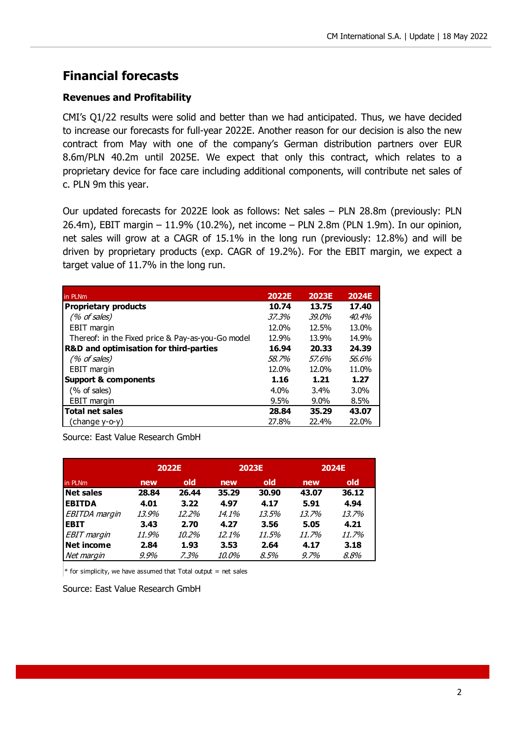# Financial forecasts

## Revenues and Profitability

CMI's Q1/22 results were solid and better than we had anticipated. Thus, we have decided to increase our forecasts for full-year 2022E. Another reason for our decision is also the new contract from May with one of the company's German distribution partners over EUR 8.6m/PLN 40.2m until 2025E. We expect that only this contract, which relates to a proprietary device for face care including additional components, will contribute net sales of c. PLN 9m this year.

Our updated forecasts for 2022E look as follows: Net sales – PLN 28.8m (previously: PLN 26.4m), EBIT margin – 11.9% (10.2%), net income – PLN 2.8m (PLN 1.9m). In our opinion, net sales will grow at a CAGR of 15.1% in the long run (previously: 12.8%) and will be driven by proprietary products (exp. CAGR of 19.2%). For the EBIT margin, we expect a target value of 11.7% in the long run.

| in PLNm | 2022E | 2023E | 2024E |
|---|---|---|---|
| **Proprietary products** | **10.74** | **13.75** | **17.40** |
| *(% of sales)* | *37.3%* | *39.0%* | *40.4%* |
| EBIT margin | 12.0% | 12.5% | 13.0% |
| Thereof: in the Fixed price & Pay-as-you-Go model | 12.9% | 13.9% | 14.9% |
| **R&D and optimisation for third-parties** | **16.94** | **20.33** | **24.39** |
| *(% of sales)* | *58.7%* | *57.6%* | *56.6%* |
| EBIT margin | 12.0% | 12.0% | 11.0% |
| **Support & components** | **1.16** | **1.21** | **1.27** |
| (% of sales) | 4.0% | 3.4% | 3.0% |
| EBIT margin | 9.5% | 9.0% | 8.5% |
| **Total net sales** | **28.84** | **35.29** | **43.07** |
| (change y-o-y) | 27.8% | 22.4% | 22.0% |

Source: East Value Research GmbH

| | 2022E | | 2023E | | 2024E | |
|---|---|---|---|---|---|---|
| in PLNm | new | old | new | old | new | old |
| **Net sales** | **28.84** | **26.44** | **35.29** | **30.90** | **43.07** | **36.12** |
| **EBITDA** | **4.01** | **3.22** | **4.97** | **4.17** | **5.91** | **4.94** |
| *EBITDA margin* | *13.9%* | *12.2%* | *14.1%* | *13.5%* | *13.7%* | *13.7%* |
| **EBIT** | **3.43** | **2.70** | **4.27** | **3.56** | **5.05** | **4.21** |
| *EBIT margin* | *11.9%* | *10.2%* | *12.1%* | *11.5%* | *11.7%* | *11.7%* |
| **Net income** | **2.84** | **1.93** | **3.53** | **2.64** | **4.17** | **3.18** |
| *Net margin* | *9.9%* | *7.3%* | *10.0%* | *8.5%* | *9.7%* | *8.8%* |

* for simplicity, we have assumed that Total output = net sales

Source: East Value Research GmbH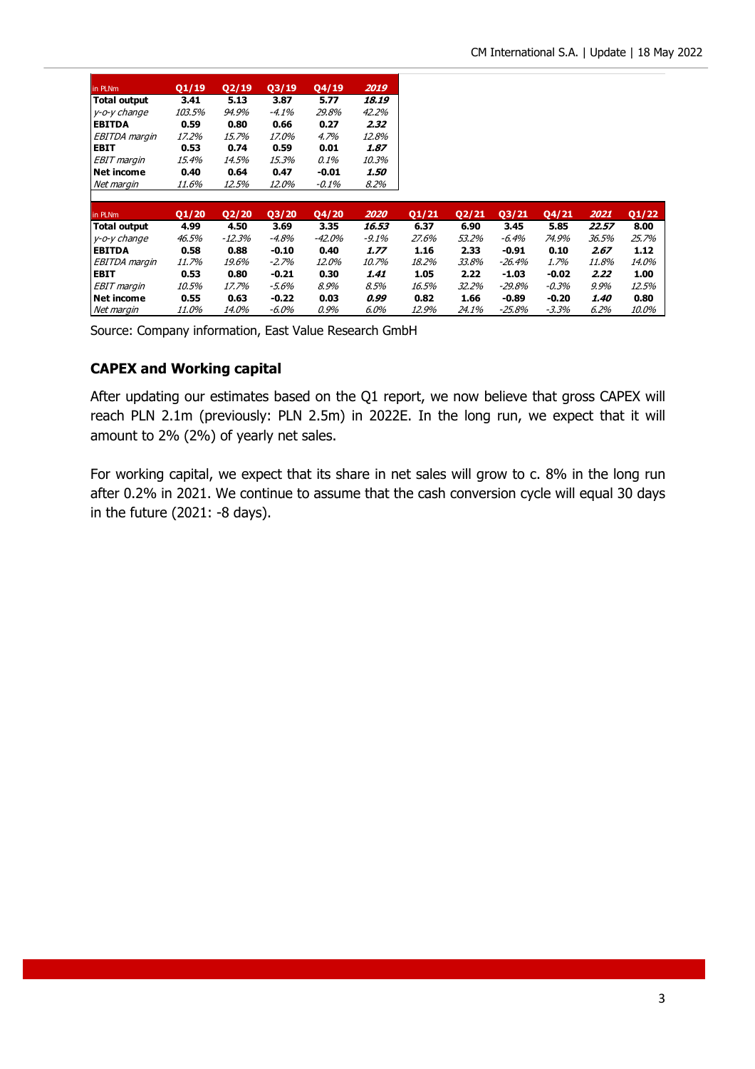| in PLNm | Q1/19 | Q2/19 | Q3/19 | Q4/19 | 2019 |
|---|---|---|---|---|---|
| **Total output** | **3.41** | **5.13** | **3.87** | **5.77** | ***18.19*** |
| *y-o-y change* | *103.5%* | *94.9%* | *-4.1%* | *29.8%* | *42.2%* |
| **EBITDA** | **0.59** | **0.80** | **0.66** | **0.27** | ***2.32*** |
| *EBITDA margin* | *17.2%* | *15.7%* | *17.0%* | *4.7%* | *12.8%* |
| **EBIT** | **0.53** | **0.74** | **0.59** | **0.01** | ***1.87*** |
| *EBIT margin* | *15.4%* | *14.5%* | *15.3%* | *0.1%* | *10.3%* |
| **Net income** | **0.40** | **0.64** | **0.47** | **-0.01** | ***1.50*** |
| *Net margin* | *11.6%* | *12.5%* | *12.0%* | *-0.1%* | *8.2%* |

| in PLNm | Q1/20 | Q2/20 | Q3/20 | Q4/20 | 2020 | Q1/21 | Q2/21 | Q3/21 | Q4/21 | 2021 | Q1/22 |
|---|---|---|---|---|---|---|---|---|---|---|---|
| **Total output** | **4.99** | **4.50** | **3.69** | **3.35** | ***16.53*** | **6.37** | **6.90** | **3.45** | **5.85** | ***22.57*** | **8.00** |
| *y-o-y change* | *46.5%* | *-12.3%* | *-4.8%* | *-42.0%* | *-9.1%* | *27.6%* | *53.2%* | *-6.4%* | *74.9%* | *36.5%* | *25.7%* |
| **EBITDA** | **0.58** | **0.88** | **-0.10** | **0.40** | ***1.77*** | **1.16** | **2.33** | **-0.91** | **0.10** | ***2.67*** | **1.12** |
| *EBITDA margin* | *11.7%* | *19.6%* | *-2.7%* | *12.0%* | *10.7%* | *18.2%* | *33.8%* | *-26.4%* | *1.7%* | *11.8%* | *14.0%* |
| **EBIT** | **0.53** | **0.80** | **-0.21** | **0.30** | ***1.41*** | **1.05** | **2.22** | **-1.03** | **-0.02** | ***2.22*** | **1.00** |
| *EBIT margin* | *10.5%* | *17.7%* | *-5.6%* | *8.9%* | *8.5%* | *16.5%* | *32.2%* | *-29.8%* | *-0.3%* | *9.9%* | *12.5%* |
| **Net income** | **0.55** | **0.63** | **-0.22** | **0.03** | ***0.99*** | **0.82** | **1.66** | **-0.89** | **-0.20** | ***1.40*** | **0.80** |
| *Net margin* | *11.0%* | *14.0%* | *-6.0%* | *0.9%* | *6.0%* | *12.9%* | *24.1%* | *-25.8%* | *-3.3%* | *6.2%* | *10.0%* |

Source: Company information, East Value Research GmbH

### CAPEX and Working capital

After updating our estimates based on the Q1 report, we now believe that gross CAPEX will reach PLN 2.1m (previously: PLN 2.5m) in 2022E. In the long run, we expect that it will amount to 2% (2%) of yearly net sales.

For working capital, we expect that its share in net sales will grow to c. 8% in the long run after 0.2% in 2021. We continue to assume that the cash conversion cycle will equal 30 days in the future (2021: -8 days).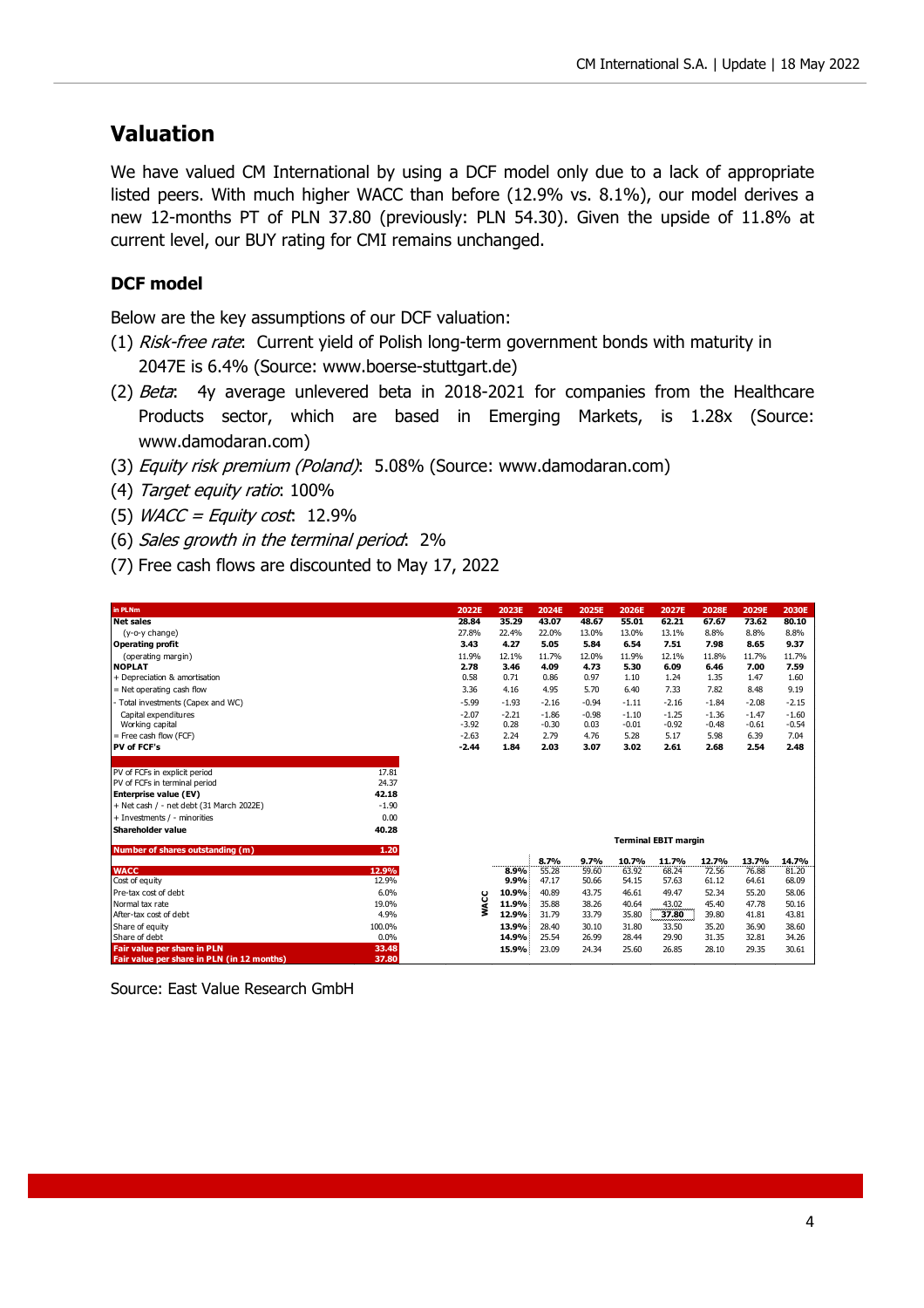## Valuation

We have valued CM International by using a DCF model only due to a lack of appropriate listed peers. With much higher WACC than before (12.9% vs. 8.1%), our model derives a new 12-months PT of PLN 37.80 (previously: PLN 54.30). Given the upside of 11.8% at current level, our BUY rating for CMI remains unchanged.

### DCF model

Below are the key assumptions of our DCF valuation:

(1) *Risk-free rate*: Current yield of Polish long-term government bonds with maturity in 2047E is 6.4% (Source: www.boerse-stuttgart.de)

(2) *Beta*: 4y average unlevered beta in 2018-2021 for companies from the Healthcare Products sector, which are based in Emerging Markets, is 1.28x (Source: www.damodaran.com)

(3) *Equity risk premium (Poland)*: 5.08% (Source: www.damodaran.com)

(4) *Target equity ratio*: 100%

(5) *WACC = Equity cost*: 12.9%

(6) *Sales growth in the terminal period*: 2%

(7) Free cash flows are discounted to May 17, 2022

| in PLNm | 2022E | 2023E | 2024E | 2025E | 2026E | 2027E | 2028E | 2029E | 2030E |
|---|---|---|---|---|---|---|---|---|---|
| **Net sales** | **28.84** | **35.29** | **43.07** | **48.67** | **55.01** | **62.21** | **67.67** | **73.62** | **80.10** |
| (y-o-y change) | 27.8% | 22.4% | 22.0% | 13.0% | 13.0% | 13.1% | 8.8% | 8.8% | 8.8% |
| **Operating profit** | **3.43** | **4.27** | **5.05** | **5.84** | **6.54** | **7.51** | **7.98** | **8.65** | **9.37** |
| (operating margin) | 11.9% | 12.1% | 11.7% | 12.0% | 11.9% | 12.1% | 11.8% | 11.7% | 11.7% |
| **NOPLAT** | **2.78** | **3.46** | **4.09** | **4.73** | **5.30** | **6.09** | **6.46** | **7.00** | **7.59** |
| + Depreciation & amortisation | 0.58 | 0.71 | 0.86 | 0.97 | 1.10 | 1.24 | 1.35 | 1.47 | 1.60 |
| = Net operating cash flow | 3.36 | 4.16 | 4.95 | 5.70 | 6.40 | 7.33 | 7.82 | 8.48 | 9.19 |
| - Total investments (Capex and WC) | -5.99 | -1.93 | -2.16 | -0.94 | -1.11 | -2.16 | -1.84 | -2.08 | -2.15 |
| Capital expenditures | -2.07 | -2.21 | -1.86 | -0.98 | -1.10 | -1.25 | -1.36 | -1.47 | -1.60 |
| Working capital | -3.92 | 0.28 | -0.30 | 0.03 | -0.01 | -0.92 | -0.48 | -0.61 | -0.54 |
| = Free cash flow (FCF) | -2.63 | 2.24 | 2.79 | 4.76 | 5.28 | 5.17 | 5.98 | 6.39 | 7.04 |
| **PV of FCF's** | **-2.44** | **1.84** | **2.03** | **3.07** | **3.02** | **2.61** | **2.68** | **2.54** | **2.48** |

| | |
|---|---|
| PV of FCFs in explicit period | 17.81 |
| PV of FCFs in terminal period | 24.37 |
| **Enterprise value (EV)** | **42.18** |
| + Net cash / - net debt (31 March 2022E) | -1.90 |
| + Investments / - minorities | 0.00 |
| **Shareholder value** | **40.28** |
| **Number of shares outstanding (m)** | **1.20** |
| **WACC** | **12.9%** |
| Cost of equity | 12.9% |
| Pre-tax cost of debt | 6.0% |
| Normal tax rate | 19.0% |
| After-tax cost of debt | 4.9% |
| Share of equity | 100.0% |
| Share of debt | 0.0% |
| **Fair value per share in PLN** | **33.48** |
| **Fair value per share in PLN (in 12 months)** | **37.80** |

**Terminal EBIT margin**

| WACC | 8.7% | 9.7% | 10.7% | 11.7% | 12.7% | 13.7% | 14.7% |
|---|---|---|---|---|---|---|---|
| **8.9%** | 55.28 | 59.60 | 63.92 | 68.24 | 72.56 | 76.88 | 81.20 |
| **9.9%** | 47.17 | 50.66 | 54.15 | 57.63 | 61.12 | 64.61 | 68.09 |
| **10.9%** | 40.89 | 43.75 | 46.61 | 49.47 | 52.34 | 55.20 | 58.06 |
| **11.9%** | 35.88 | 38.26 | 40.64 | 43.02 | 45.40 | 47.78 | 50.16 |
| **12.9%** | 31.79 | 33.79 | 35.80 | **37.80** | 39.80 | 41.81 | 43.81 |
| **13.9%** | 28.40 | 30.10 | 31.80 | 33.50 | 35.20 | 36.90 | 38.60 |
| **14.9%** | 25.54 | 26.99 | 28.44 | 29.90 | 31.35 | 32.81 | 34.26 |
| **15.9%** | 23.09 | 24.34 | 25.60 | 26.85 | 28.10 | 29.35 | 30.61 |

Source: East Value Research GmbH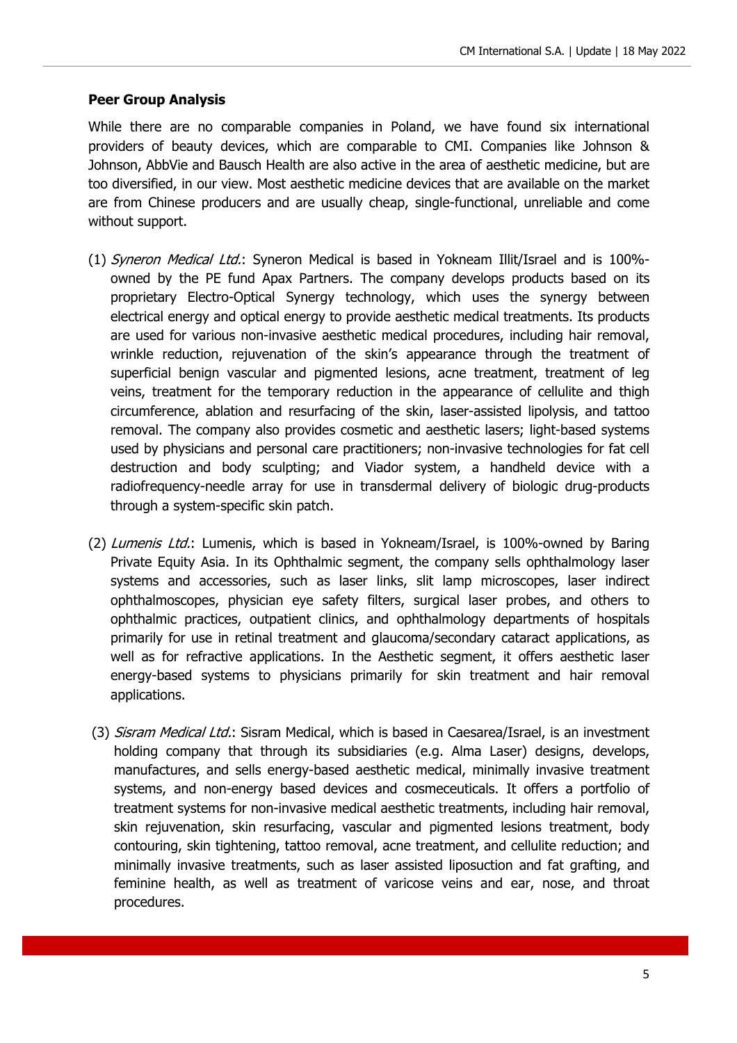### Peer Group Analysis

While there are no comparable companies in Poland, we have found six international providers of beauty devices, which are comparable to CMI. Companies like Johnson & Johnson, AbbVie and Bausch Health are also active in the area of aesthetic medicine, but are too diversified, in our view. Most aesthetic medicine devices that are available on the market are from Chinese producers and are usually cheap, single-functional, unreliable and come without support.

(1) *Syneron Medical Ltd.*: Syneron Medical is based in Yokneam Illit/Israel and is 100%-owned by the PE fund Apax Partners. The company develops products based on its proprietary Electro-Optical Synergy technology, which uses the synergy between electrical energy and optical energy to provide aesthetic medical treatments. Its products are used for various non-invasive aesthetic medical procedures, including hair removal, wrinkle reduction, rejuvenation of the skin's appearance through the treatment of superficial benign vascular and pigmented lesions, acne treatment, treatment of leg veins, treatment for the temporary reduction in the appearance of cellulite and thigh circumference, ablation and resurfacing of the skin, laser-assisted lipolysis, and tattoo removal. The company also provides cosmetic and aesthetic lasers; light-based systems used by physicians and personal care practitioners; non-invasive technologies for fat cell destruction and body sculpting; and Viador system, a handheld device with a radiofrequency-needle array for use in transdermal delivery of biologic drug-products through a system-specific skin patch.

(2) *Lumenis Ltd.*: Lumenis, which is based in Yokneam/Israel, is 100%-owned by Baring Private Equity Asia. In its Ophthalmic segment, the company sells ophthalmology laser systems and accessories, such as laser links, slit lamp microscopes, laser indirect ophthalmoscopes, physician eye safety filters, surgical laser probes, and others to ophthalmic practices, outpatient clinics, and ophthalmology departments of hospitals primarily for use in retinal treatment and glaucoma/secondary cataract applications, as well as for refractive applications. In the Aesthetic segment, it offers aesthetic laser energy-based systems to physicians primarily for skin treatment and hair removal applications.

(3) *Sisram Medical Ltd.*: Sisram Medical, which is based in Caesarea/Israel, is an investment holding company that through its subsidiaries (e.g. Alma Laser) designs, develops, manufactures, and sells energy-based aesthetic medical, minimally invasive treatment systems, and non-energy based devices and cosmeceuticals. It offers a portfolio of treatment systems for non-invasive medical aesthetic treatments, including hair removal, skin rejuvenation, skin resurfacing, vascular and pigmented lesions treatment, body contouring, skin tightening, tattoo removal, acne treatment, and cellulite reduction; and minimally invasive treatments, such as laser assisted liposuction and fat grafting, and feminine health, as well as treatment of varicose veins and ear, nose, and throat procedures.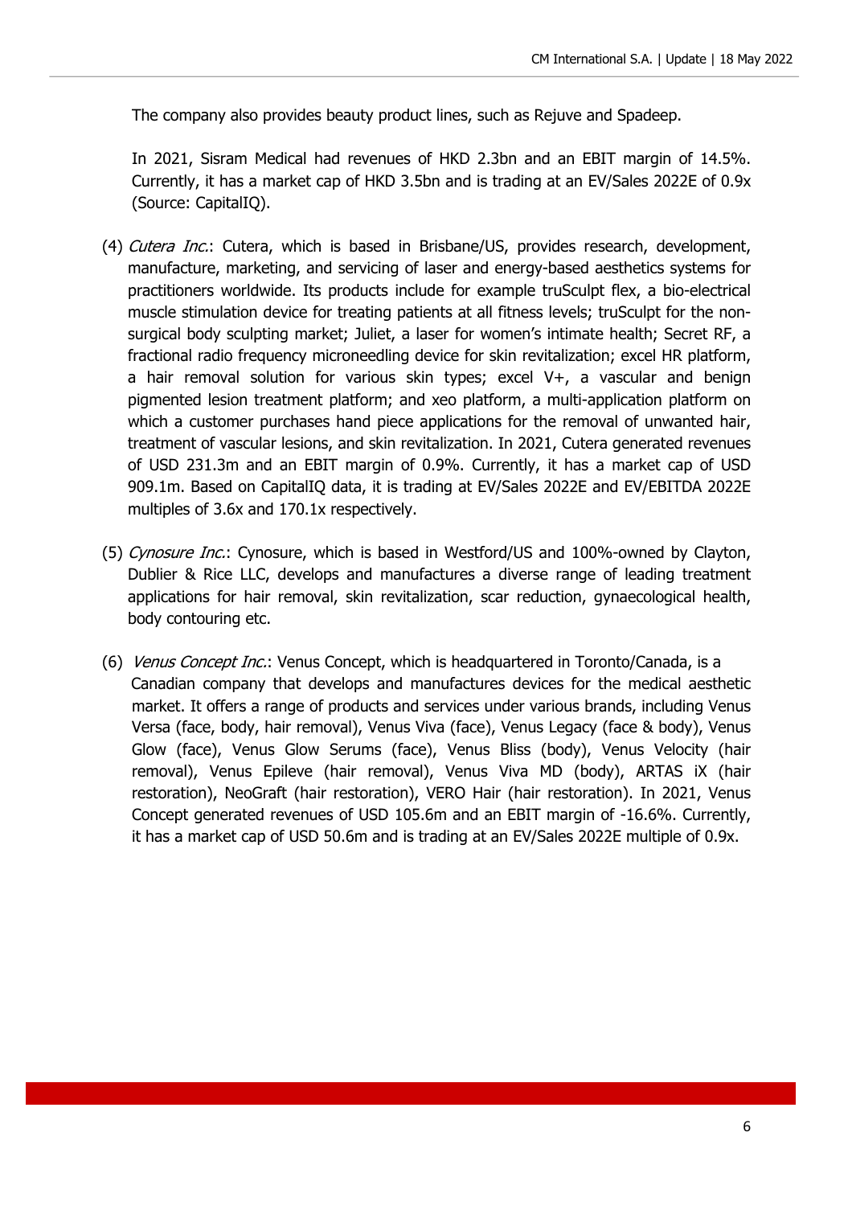The company also provides beauty product lines, such as Rejuve and Spadeep.

In 2021, Sisram Medical had revenues of HKD 2.3bn and an EBIT margin of 14.5%. Currently, it has a market cap of HKD 3.5bn and is trading at an EV/Sales 2022E of 0.9x (Source: CapitalIQ).

(4) *Cutera Inc.*: Cutera, which is based in Brisbane/US, provides research, development, manufacture, marketing, and servicing of laser and energy-based aesthetics systems for practitioners worldwide. Its products include for example truSculpt flex, a bio-electrical muscle stimulation device for treating patients at all fitness levels; truSculpt for the non-surgical body sculpting market; Juliet, a laser for women's intimate health; Secret RF, a fractional radio frequency microneedling device for skin revitalization; excel HR platform, a hair removal solution for various skin types; excel V+, a vascular and benign pigmented lesion treatment platform; and xeo platform, a multi-application platform on which a customer purchases hand piece applications for the removal of unwanted hair, treatment of vascular lesions, and skin revitalization. In 2021, Cutera generated revenues of USD 231.3m and an EBIT margin of 0.9%. Currently, it has a market cap of USD 909.1m. Based on CapitalIQ data, it is trading at EV/Sales 2022E and EV/EBITDA 2022E multiples of 3.6x and 170.1x respectively.

(5) *Cynosure Inc.*: Cynosure, which is based in Westford/US and 100%-owned by Clayton, Dublier & Rice LLC, develops and manufactures a diverse range of leading treatment applications for hair removal, skin revitalization, scar reduction, gynaecological health, body contouring etc.

(6) *Venus Concept Inc.*: Venus Concept, which is headquartered in Toronto/Canada, is a Canadian company that develops and manufactures devices for the medical aesthetic market. It offers a range of products and services under various brands, including Venus Versa (face, body, hair removal), Venus Viva (face), Venus Legacy (face & body), Venus Glow (face), Venus Glow Serums (face), Venus Bliss (body), Venus Velocity (hair removal), Venus Epileve (hair removal), Venus Viva MD (body), ARTAS iX (hair restoration), NeoGraft (hair restoration), VERO Hair (hair restoration). In 2021, Venus Concept generated revenues of USD 105.6m and an EBIT margin of -16.6%. Currently, it has a market cap of USD 50.6m and is trading at an EV/Sales 2022E multiple of 0.9x.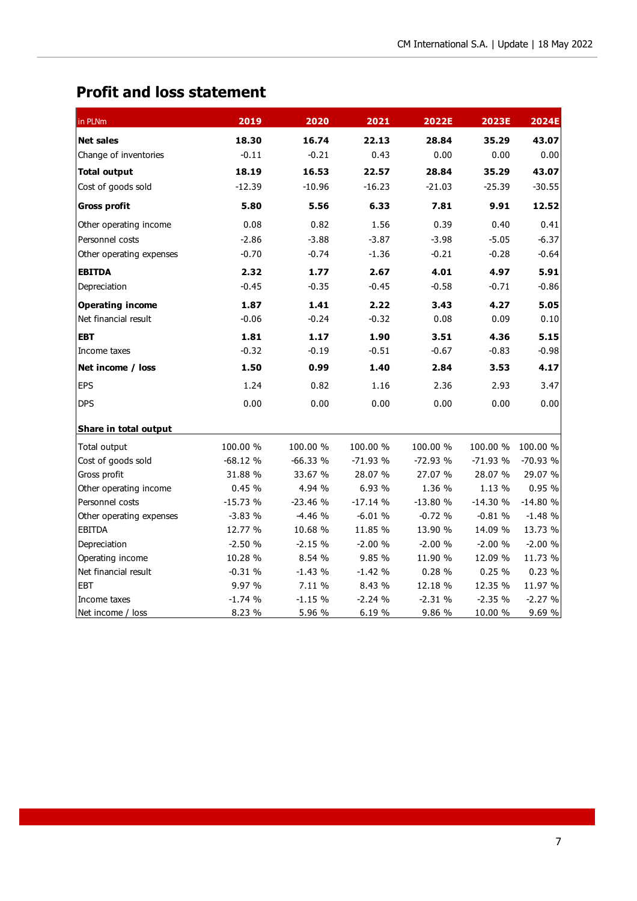## Profit and loss statement

| in PLNm | 2019 | 2020 | 2021 | 2022E | 2023E | 2024E |
|---|---|---|---|---|---|---|
| **Net sales** | **18.30** | **16.74** | **22.13** | **28.84** | **35.29** | **43.07** |
| Change of inventories | -0.11 | -0.21 | 0.43 | 0.00 | 0.00 | 0.00 |
| **Total output** | **18.19** | **16.53** | **22.57** | **28.84** | **35.29** | **43.07** |
| Cost of goods sold | -12.39 | -10.96 | -16.23 | -21.03 | -25.39 | -30.55 |
| **Gross profit** | **5.80** | **5.56** | **6.33** | **7.81** | **9.91** | **12.52** |
| Other operating income | 0.08 | 0.82 | 1.56 | 0.39 | 0.40 | 0.41 |
| Personnel costs | -2.86 | -3.88 | -3.87 | -3.98 | -5.05 | -6.37 |
| Other operating expenses | -0.70 | -0.74 | -1.36 | -0.21 | -0.28 | -0.64 |
| **EBITDA** | **2.32** | **1.77** | **2.67** | **4.01** | **4.97** | **5.91** |
| Depreciation | -0.45 | -0.35 | -0.45 | -0.58 | -0.71 | -0.86 |
| **Operating income** | **1.87** | **1.41** | **2.22** | **3.43** | **4.27** | **5.05** |
| Net financial result | -0.06 | -0.24 | -0.32 | 0.08 | 0.09 | 0.10 |
| **EBT** | **1.81** | **1.17** | **1.90** | **3.51** | **4.36** | **5.15** |
| Income taxes | -0.32 | -0.19 | -0.51 | -0.67 | -0.83 | -0.98 |
| **Net income / loss** | **1.50** | **0.99** | **1.40** | **2.84** | **3.53** | **4.17** |
| EPS | 1.24 | 0.82 | 1.16 | 2.36 | 2.93 | 3.47 |
| DPS | 0.00 | 0.00 | 0.00 | 0.00 | 0.00 | 0.00 |
| **Share in total output** | | | | | | |
| Total output | 100.00 % | 100.00 % | 100.00 % | 100.00 % | 100.00 % | 100.00 % |
| Cost of goods sold | -68.12 % | -66.33 % | -71.93 % | -72.93 % | -71.93 % | -70.93 % |
| Gross profit | 31.88 % | 33.67 % | 28.07 % | 27.07 % | 28.07 % | 29.07 % |
| Other operating income | 0.45 % | 4.94 % | 6.93 % | 1.36 % | 1.13 % | 0.95 % |
| Personnel costs | -15.73 % | -23.46 % | -17.14 % | -13.80 % | -14.30 % | -14.80 % |
| Other operating expenses | -3.83 % | -4.46 % | -6.01 % | -0.72 % | -0.81 % | -1.48 % |
| EBITDA | 12.77 % | 10.68 % | 11.85 % | 13.90 % | 14.09 % | 13.73 % |
| Depreciation | -2.50 % | -2.15 % | -2.00 % | -2.00 % | -2.00 % | -2.00 % |
| Operating income | 10.28 % | 8.54 % | 9.85 % | 11.90 % | 12.09 % | 11.73 % |
| Net financial result | -0.31 % | -1.43 % | -1.42 % | 0.28 % | 0.25 % | 0.23 % |
| EBT | 9.97 % | 7.11 % | 8.43 % | 12.18 % | 12.35 % | 11.97 % |
| Income taxes | -1.74 % | -1.15 % | -2.24 % | -2.31 % | -2.35 % | -2.27 % |
| Net income / loss | 8.23 % | 5.96 % | 6.19 % | 9.86 % | 10.00 % | 9.69 % |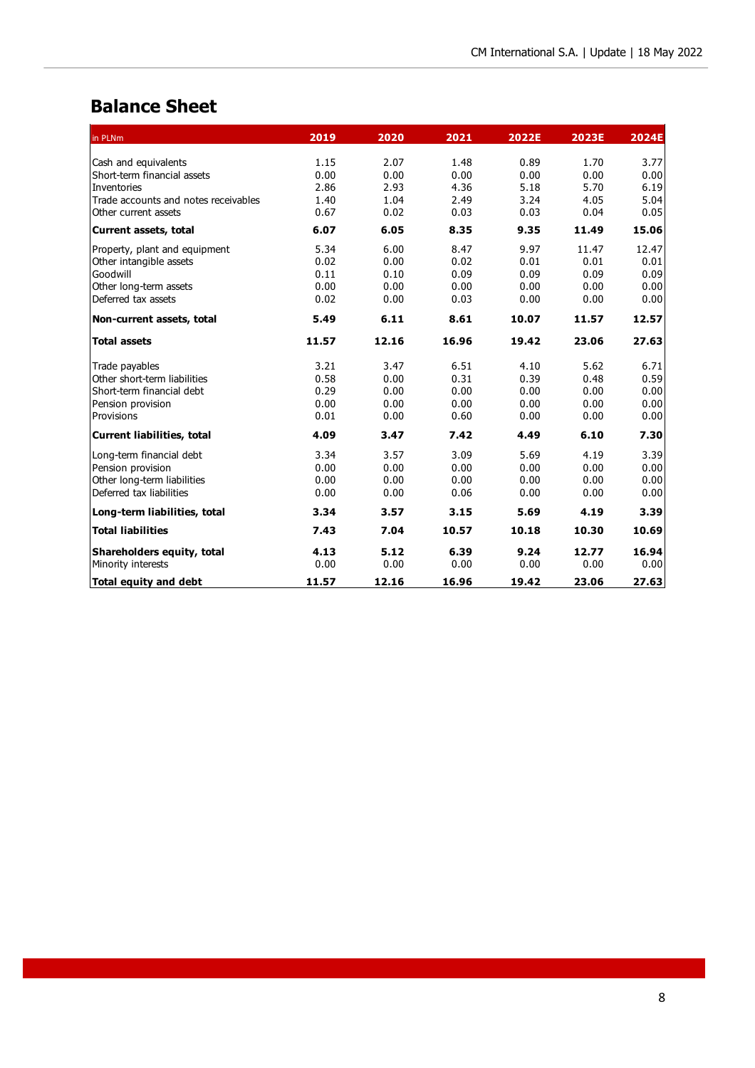## Balance Sheet

| in PLNm | 2019 | 2020 | 2021 | 2022E | 2023E | 2024E |
|---|---|---|---|---|---|---|
| Cash and equivalents | 1.15 | 2.07 | 1.48 | 0.89 | 1.70 | 3.77 |
| Short-term financial assets | 0.00 | 0.00 | 0.00 | 0.00 | 0.00 | 0.00 |
| Inventories | 2.86 | 2.93 | 4.36 | 5.18 | 5.70 | 6.19 |
| Trade accounts and notes receivables | 1.40 | 1.04 | 2.49 | 3.24 | 4.05 | 5.04 |
| Other current assets | 0.67 | 0.02 | 0.03 | 0.03 | 0.04 | 0.05 |
| **Current assets, total** | **6.07** | **6.05** | **8.35** | **9.35** | **11.49** | **15.06** |
| Property, plant and equipment | 5.34 | 6.00 | 8.47 | 9.97 | 11.47 | 12.47 |
| Other intangible assets | 0.02 | 0.00 | 0.02 | 0.01 | 0.01 | 0.01 |
| Goodwill | 0.11 | 0.10 | 0.09 | 0.09 | 0.09 | 0.09 |
| Other long-term assets | 0.00 | 0.00 | 0.00 | 0.00 | 0.00 | 0.00 |
| Deferred tax assets | 0.02 | 0.00 | 0.03 | 0.00 | 0.00 | 0.00 |
| **Non-current assets, total** | **5.49** | **6.11** | **8.61** | **10.07** | **11.57** | **12.57** |
| **Total assets** | **11.57** | **12.16** | **16.96** | **19.42** | **23.06** | **27.63** |
| Trade payables | 3.21 | 3.47 | 6.51 | 4.10 | 5.62 | 6.71 |
| Other short-term liabilities | 0.58 | 0.00 | 0.31 | 0.39 | 0.48 | 0.59 |
| Short-term financial debt | 0.29 | 0.00 | 0.00 | 0.00 | 0.00 | 0.00 |
| Pension provision | 0.00 | 0.00 | 0.00 | 0.00 | 0.00 | 0.00 |
| Provisions | 0.01 | 0.00 | 0.60 | 0.00 | 0.00 | 0.00 |
| **Current liabilities, total** | **4.09** | **3.47** | **7.42** | **4.49** | **6.10** | **7.30** |
| Long-term financial debt | 3.34 | 3.57 | 3.09 | 5.69 | 4.19 | 3.39 |
| Pension provision | 0.00 | 0.00 | 0.00 | 0.00 | 0.00 | 0.00 |
| Other long-term liabilities | 0.00 | 0.00 | 0.00 | 0.00 | 0.00 | 0.00 |
| Deferred tax liabilities | 0.00 | 0.00 | 0.06 | 0.00 | 0.00 | 0.00 |
| **Long-term liabilities, total** | **3.34** | **3.57** | **3.15** | **5.69** | **4.19** | **3.39** |
| **Total liabilities** | **7.43** | **7.04** | **10.57** | **10.18** | **10.30** | **10.69** |
| **Shareholders equity, total** | **4.13** | **5.12** | **6.39** | **9.24** | **12.77** | **16.94** |
| Minority interests | 0.00 | 0.00 | 0.00 | 0.00 | 0.00 | 0.00 |
| **Total equity and debt** | **11.57** | **12.16** | **16.96** | **19.42** | **23.06** | **27.63** |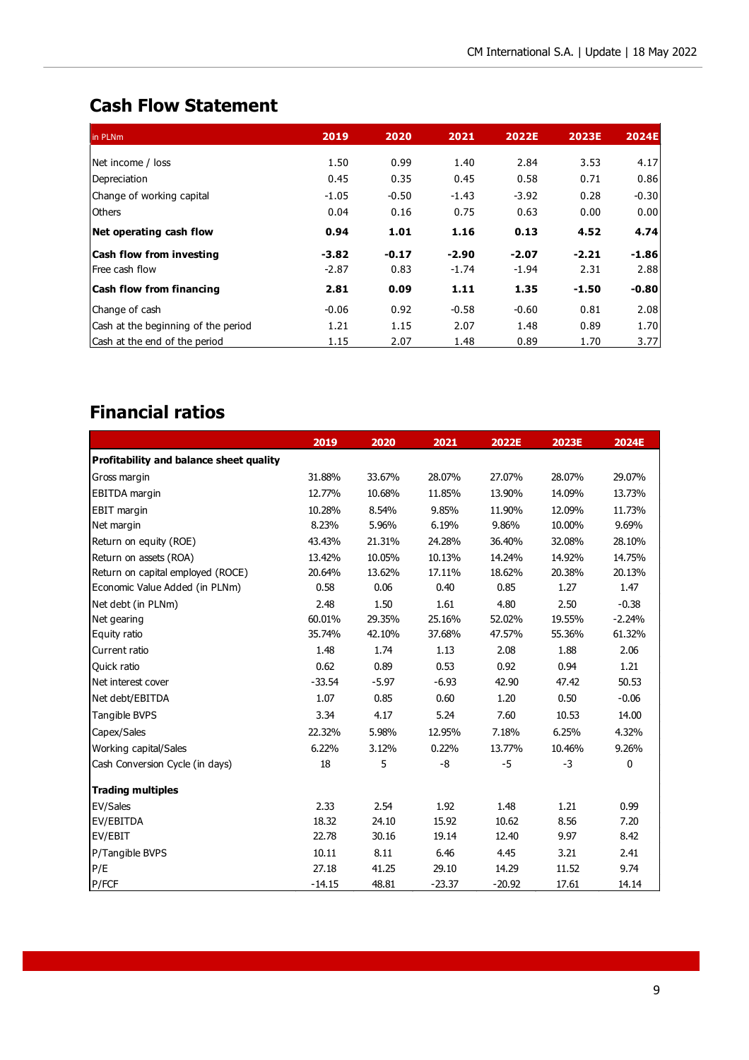## Cash Flow Statement

| in PLNm | 2019 | 2020 | 2021 | 2022E | 2023E | 2024E |
|---|---|---|---|---|---|---|
| Net income / loss | 1.50 | 0.99 | 1.40 | 2.84 | 3.53 | 4.17 |
| Depreciation | 0.45 | 0.35 | 0.45 | 0.58 | 0.71 | 0.86 |
| Change of working capital | -1.05 | -0.50 | -1.43 | -3.92 | 0.28 | -0.30 |
| Others | 0.04 | 0.16 | 0.75 | 0.63 | 0.00 | 0.00 |
| **Net operating cash flow** | **0.94** | **1.01** | **1.16** | **0.13** | **4.52** | **4.74** |
| **Cash flow from investing** | **-3.82** | **-0.17** | **-2.90** | **-2.07** | **-2.21** | **-1.86** |
| Free cash flow | -2.87 | 0.83 | -1.74 | -1.94 | 2.31 | 2.88 |
| **Cash flow from financing** | **2.81** | **0.09** | **1.11** | **1.35** | **-1.50** | **-0.80** |
| Change of cash | -0.06 | 0.92 | -0.58 | -0.60 | 0.81 | 2.08 |
| Cash at the beginning of the period | 1.21 | 1.15 | 2.07 | 1.48 | 0.89 | 1.70 |
| Cash at the end of the period | 1.15 | 2.07 | 1.48 | 0.89 | 1.70 | 3.77 |

## Financial ratios

| | 2019 | 2020 | 2021 | 2022E | 2023E | 2024E |
|---|---|---|---|---|---|---|
| **Profitability and balance sheet quality** | | | | | | |
| Gross margin | 31.88% | 33.67% | 28.07% | 27.07% | 28.07% | 29.07% |
| EBITDA margin | 12.77% | 10.68% | 11.85% | 13.90% | 14.09% | 13.73% |
| EBIT margin | 10.28% | 8.54% | 9.85% | 11.90% | 12.09% | 11.73% |
| Net margin | 8.23% | 5.96% | 6.19% | 9.86% | 10.00% | 9.69% |
| Return on equity (ROE) | 43.43% | 21.31% | 24.28% | 36.40% | 32.08% | 28.10% |
| Return on assets (ROA) | 13.42% | 10.05% | 10.13% | 14.24% | 14.92% | 14.75% |
| Return on capital employed (ROCE) | 20.64% | 13.62% | 17.11% | 18.62% | 20.38% | 20.13% |
| Economic Value Added (in PLNm) | 0.58 | 0.06 | 0.40 | 0.85 | 1.27 | 1.47 |
| Net debt (in PLNm) | 2.48 | 1.50 | 1.61 | 4.80 | 2.50 | -0.38 |
| Net gearing | 60.01% | 29.35% | 25.16% | 52.02% | 19.55% | -2.24% |
| Equity ratio | 35.74% | 42.10% | 37.68% | 47.57% | 55.36% | 61.32% |
| Current ratio | 1.48 | 1.74 | 1.13 | 2.08 | 1.88 | 2.06 |
| Quick ratio | 0.62 | 0.89 | 0.53 | 0.92 | 0.94 | 1.21 |
| Net interest cover | -33.54 | -5.97 | -6.93 | 42.90 | 47.42 | 50.53 |
| Net debt/EBITDA | 1.07 | 0.85 | 0.60 | 1.20 | 0.50 | -0.06 |
| Tangible BVPS | 3.34 | 4.17 | 5.24 | 7.60 | 10.53 | 14.00 |
| Capex/Sales | 22.32% | 5.98% | 12.95% | 7.18% | 6.25% | 4.32% |
| Working capital/Sales | 6.22% | 3.12% | 0.22% | 13.77% | 10.46% | 9.26% |
| Cash Conversion Cycle (in days) | 18 | 5 | -8 | -5 | -3 | 0 |
| **Trading multiples** | | | | | | |
| EV/Sales | 2.33 | 2.54 | 1.92 | 1.48 | 1.21 | 0.99 |
| EV/EBITDA | 18.32 | 24.10 | 15.92 | 10.62 | 8.56 | 7.20 |
| EV/EBIT | 22.78 | 30.16 | 19.14 | 12.40 | 9.97 | 8.42 |
| P/Tangible BVPS | 10.11 | 8.11 | 6.46 | 4.45 | 3.21 | 2.41 |
| P/E | 27.18 | 41.25 | 29.10 | 14.29 | 11.52 | 9.74 |
| P/FCF | -14.15 | 48.81 | -23.37 | -20.92 | 17.61 | 14.14 |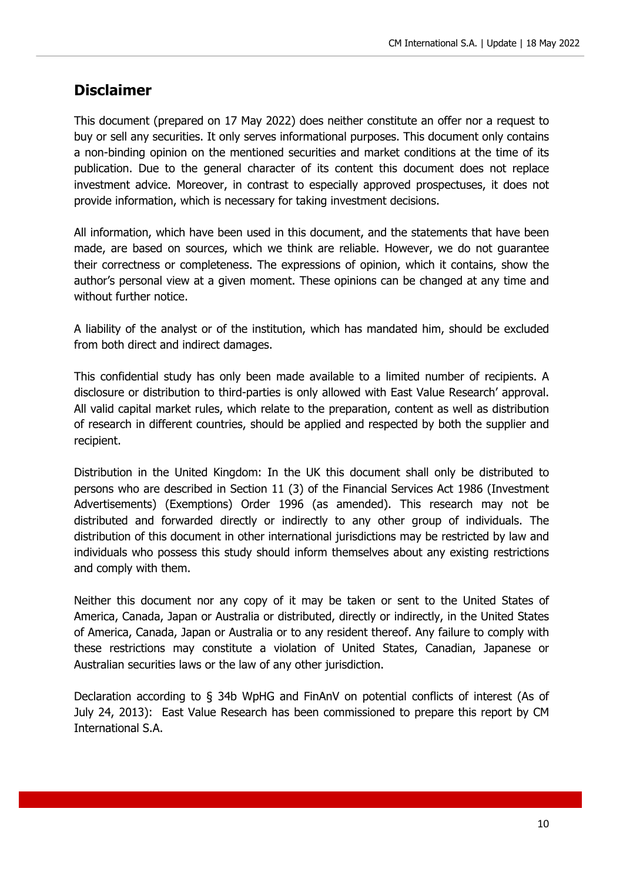## Disclaimer

This document (prepared on 17 May 2022) does neither constitute an offer nor a request to buy or sell any securities. It only serves informational purposes. This document only contains a non-binding opinion on the mentioned securities and market conditions at the time of its publication. Due to the general character of its content this document does not replace investment advice. Moreover, in contrast to especially approved prospectuses, it does not provide information, which is necessary for taking investment decisions.

All information, which have been used in this document, and the statements that have been made, are based on sources, which we think are reliable. However, we do not guarantee their correctness or completeness. The expressions of opinion, which it contains, show the author's personal view at a given moment. These opinions can be changed at any time and without further notice.

A liability of the analyst or of the institution, which has mandated him, should be excluded from both direct and indirect damages.

This confidential study has only been made available to a limited number of recipients. A disclosure or distribution to third-parties is only allowed with East Value Research' approval. All valid capital market rules, which relate to the preparation, content as well as distribution of research in different countries, should be applied and respected by both the supplier and recipient.

Distribution in the United Kingdom: In the UK this document shall only be distributed to persons who are described in Section 11 (3) of the Financial Services Act 1986 (Investment Advertisements) (Exemptions) Order 1996 (as amended). This research may not be distributed and forwarded directly or indirectly to any other group of individuals. The distribution of this document in other international jurisdictions may be restricted by law and individuals who possess this study should inform themselves about any existing restrictions and comply with them.

Neither this document nor any copy of it may be taken or sent to the United States of America, Canada, Japan or Australia or distributed, directly or indirectly, in the United States of America, Canada, Japan or Australia or to any resident thereof. Any failure to comply with these restrictions may constitute a violation of United States, Canadian, Japanese or Australian securities laws or the law of any other jurisdiction.

Declaration according to § 34b WpHG and FinAnV on potential conflicts of interest (As of July 24, 2013): East Value Research has been commissioned to prepare this report by CM International S.A.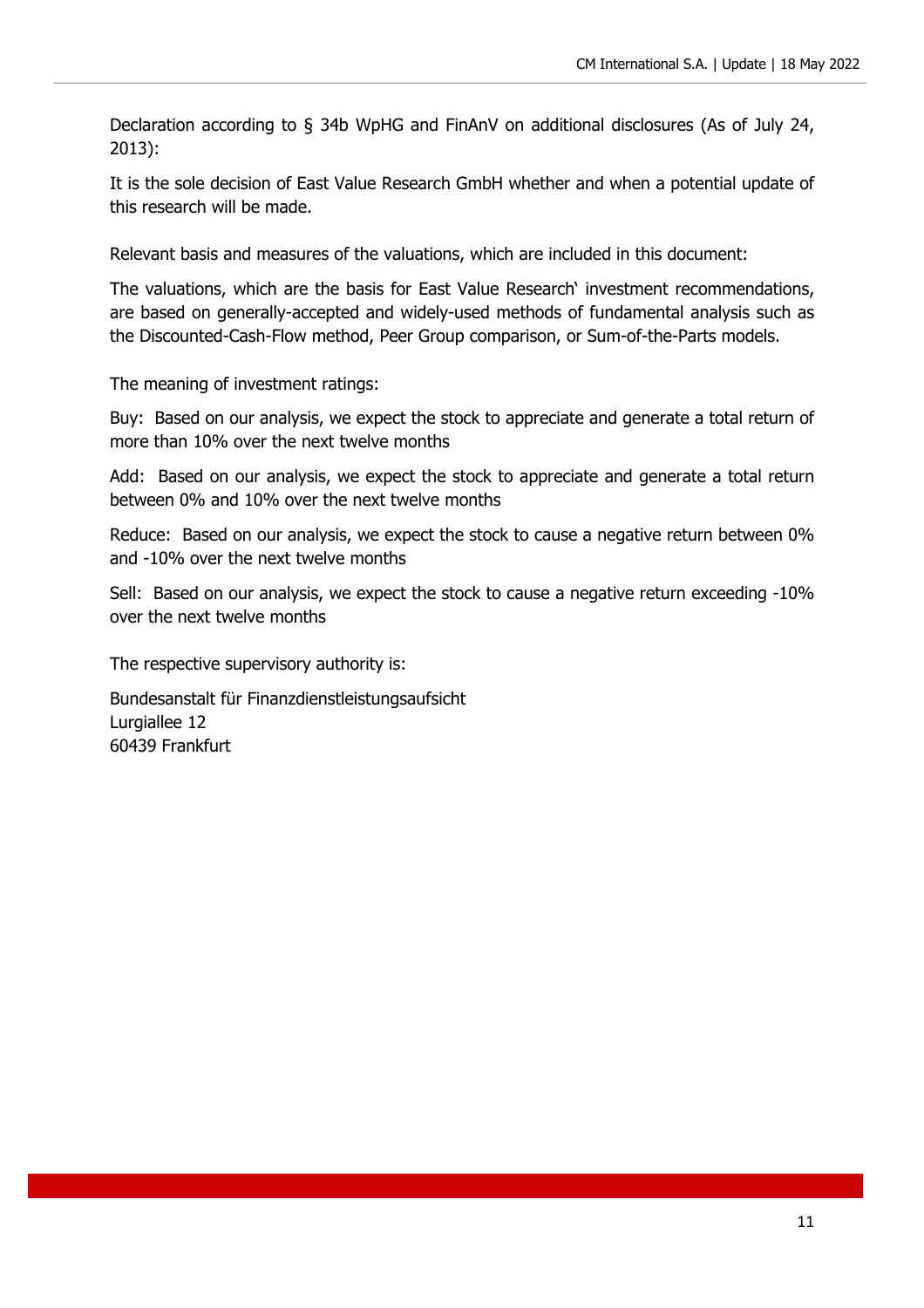Declaration according to § 34b WpHG and FinAnV on additional disclosures (As of July 24, 2013):

It is the sole decision of East Value Research GmbH whether and when a potential update of this research will be made.

Relevant basis and measures of the valuations, which are included in this document:

The valuations, which are the basis for East Value Research‘ investment recommendations, are based on generally-accepted and widely-used methods of fundamental analysis such as the Discounted-Cash-Flow method, Peer Group comparison, or Sum-of-the-Parts models.

The meaning of investment ratings:

Buy: Based on our analysis, we expect the stock to appreciate and generate a total return of more than 10% over the next twelve months

Add: Based on our analysis, we expect the stock to appreciate and generate a total return between 0% and 10% over the next twelve months

Reduce: Based on our analysis, we expect the stock to cause a negative return between 0% and -10% over the next twelve months

Sell: Based on our analysis, we expect the stock to cause a negative return exceeding -10% over the next twelve months

The respective supervisory authority is:

Bundesanstalt für Finanzdienstleistungsaufsicht
Lurgiallee 12
60439 Frankfurt